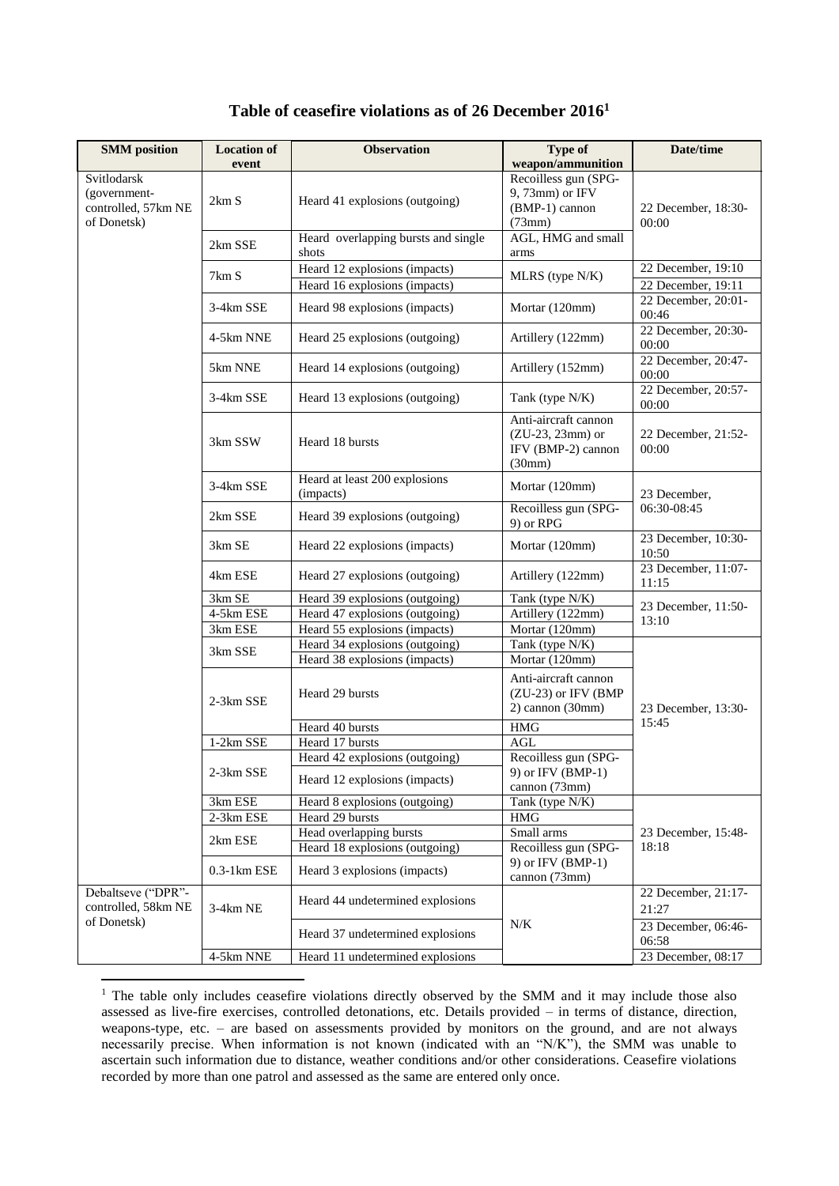## Table of ceasefire violations as of 26 December 2016[1]

| SMM position | Location of event | Observation | Type of weapon/ammunition | Date/time |
|---|---|---|---|---|
| Svitlodarsk (government-controlled, 57km NE of Donetsk) | 2km S | Heard 41 explosions (outgoing) | Recoilless gun (SPG-9, 73mm) or IFV (BMP-1) cannon (73mm) | 22 December, 18:30-00:00 |
| | 2km SSE | Heard overlapping bursts and single shots | AGL, HMG and small arms | |
| | 7km S | Heard 12 explosions (impacts) | MLRS (type N/K) | 22 December, 19:10 |
| | | Heard 16 explosions (impacts) | | 22 December, 19:11 |
| | 3-4km SSE | Heard 98 explosions (impacts) | Mortar (120mm) | 22 December, 20:01-00:46 |
| | 4-5km NNE | Heard 25 explosions (outgoing) | Artillery (122mm) | 22 December, 20:30-00:00 |
| | 5km NNE | Heard 14 explosions (outgoing) | Artillery (152mm) | 22 December, 20:47-00:00 |
| | 3-4km SSE | Heard 13 explosions (outgoing) | Tank (type N/K) | 22 December, 20:57-00:00 |
| | 3km SSW | Heard 18 bursts | Anti-aircraft cannon (ZU-23, 23mm) or IFV (BMP-2) cannon (30mm) | 22 December, 21:52-00:00 |
| | 3-4km SSE | Heard at least 200 explosions (impacts) | Mortar (120mm) | 23 December, 06:30-08:45 |
| | 2km SSE | Heard 39 explosions (outgoing) | Recoilless gun (SPG-9) or RPG | |
| | 3km SE | Heard 22 explosions (impacts) | Mortar (120mm) | 23 December, 10:30-10:50 |
| | 4km ESE | Heard 27 explosions (outgoing) | Artillery (122mm) | 23 December, 11:07-11:15 |
| | 3km SE | Heard 39 explosions (outgoing) | Tank (type N/K) | 23 December, 11:50-13:10 |
| | 4-5km ESE | Heard 47 explosions (outgoing) | Artillery (122mm) | |
| | 3km ESE | Heard 55 explosions (impacts) | Mortar (120mm) | |
| | 3km SSE | Heard 34 explosions (outgoing) | Tank (type N/K) | 23 December, 13:30-15:45 |
| | | Heard 38 explosions (impacts) | Mortar (120mm) | |
| | 2-3km SSE | Heard 29 bursts | Anti-aircraft cannon (ZU-23) or IFV (BMP 2) cannon (30mm) | |
| | | Heard 40 bursts | HMG | |
| | 1-2km SSE | Heard 17 bursts | AGL | |
| | 2-3km SSE | Heard 42 explosions (outgoing) | Recoilless gun (SPG-9) or IFV (BMP-1) cannon (73mm) | |
| | | Heard 12 explosions (impacts) | | |
| | 3km ESE | Heard 8 explosions (outgoing) | Tank (type N/K) | 23 December, 15:48-18:18 |
| | 2-3km ESE | Heard 29 bursts | HMG | |
| | 2km ESE | Head overlapping bursts | Small arms | |
| | | Heard 18 explosions (outgoing) | Recoilless gun (SPG-9) or IFV (BMP-1) cannon (73mm) | |
| | 0.3-1km ESE | Heard 3 explosions (impacts) | | |
| Debaltseve ("DPR"-controlled, 58km NE of Donetsk) | 3-4km NE | Heard 44 undetermined explosions | N/K | 22 December, 21:17-21:27 |
| | | Heard 37 undetermined explosions | | 23 December, 06:46-06:58 |
| | 4-5km NNE | Heard 11 undetermined explosions | | 23 December, 08:17 |

[1] The table only includes ceasefire violations directly observed by the SMM and it may include those also assessed as live-fire exercises, controlled detonations, etc. Details provided – in terms of distance, direction, weapons-type, etc. – are based on assessments provided by monitors on the ground, and are not always necessarily precise. When information is not known (indicated with an "N/K"), the SMM was unable to ascertain such information due to distance, weather conditions and/or other considerations. Ceasefire violations recorded by more than one patrol and assessed as the same are entered only once.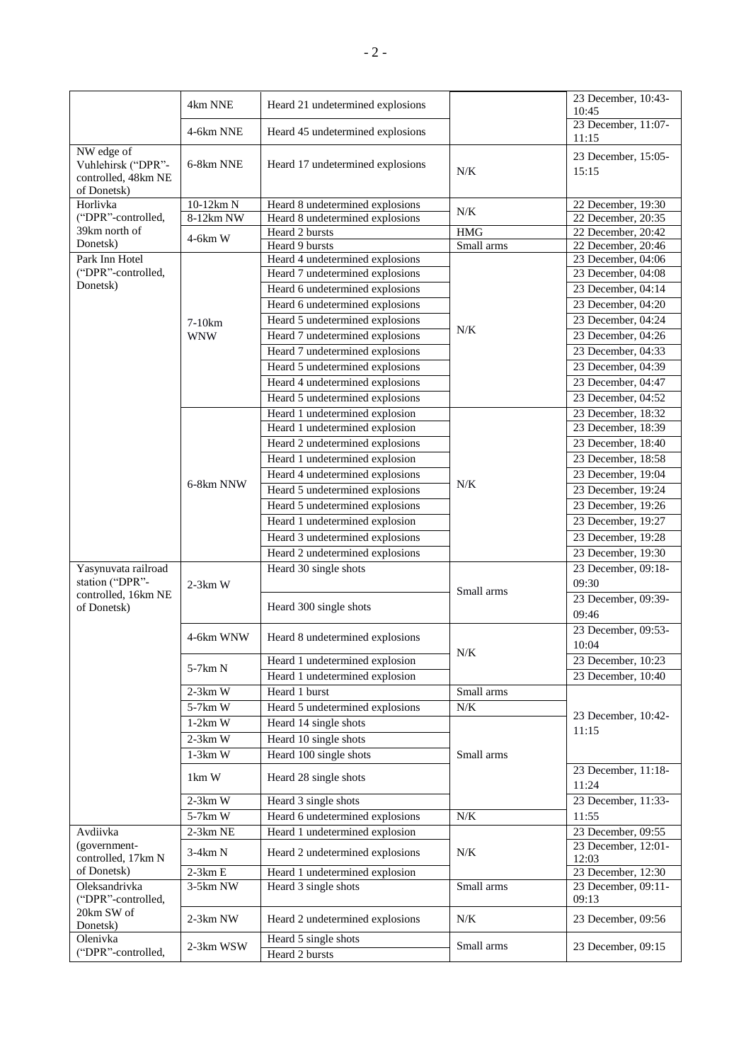| | | | | |
|---|---|---|---|---|
| | 4km NNE | Heard 21 undetermined explosions | | 23 December, 10:43-10:45 |
| | 4-6km NNE | Heard 45 undetermined explosions | | 23 December, 11:07-11:15 |
| NW edge of Vuhlehirsk ("DPR"-controlled, 48km NE of Donetsk) | 6-8km NNE | Heard 17 undetermined explosions | N/K | 23 December, 15:05-15:15 |
| Horlivka ("DPR"-controlled, 39km north of Donetsk) | 10-12km N | Heard 8 undetermined explosions | N/K | 22 December, 19:30 |
| | 8-12km NW | Heard 8 undetermined explosions | | 22 December, 20:35 |
| | 4-6km W | Heard 2 bursts | HMG | 22 December, 20:42 |
| | | Heard 9 bursts | Small arms | 22 December, 20:46 |
| Park Inn Hotel ("DPR"-controlled, Donetsk) | 7-10km WNW | Heard 4 undetermined explosions | N/K | 23 December, 04:06 |
| | | Heard 7 undetermined explosions | | 23 December, 04:08 |
| | | Heard 6 undetermined explosions | | 23 December, 04:14 |
| | | Heard 6 undetermined explosions | | 23 December, 04:20 |
| | | Heard 5 undetermined explosions | | 23 December, 04:24 |
| | | Heard 7 undetermined explosions | | 23 December, 04:26 |
| | | Heard 7 undetermined explosions | | 23 December, 04:33 |
| | | Heard 5 undetermined explosions | | 23 December, 04:39 |
| | | Heard 4 undetermined explosions | | 23 December, 04:47 |
| | | Heard 5 undetermined explosions | | 23 December, 04:52 |
| | 6-8km NNW | Heard 1 undetermined explosion | N/K | 23 December, 18:32 |
| | | Heard 1 undetermined explosion | | 23 December, 18:39 |
| | | Heard 2 undetermined explosions | | 23 December, 18:40 |
| | | Heard 1 undetermined explosion | | 23 December, 18:58 |
| | | Heard 4 undetermined explosions | | 23 December, 19:04 |
| | | Heard 5 undetermined explosions | | 23 December, 19:24 |
| | | Heard 5 undetermined explosions | | 23 December, 19:26 |
| | | Heard 1 undetermined explosion | | 23 December, 19:27 |
| | | Heard 3 undetermined explosions | | 23 December, 19:28 |
| | | Heard 2 undetermined explosions | | 23 December, 19:30 |
| Yasynuvata railroad station ("DPR"-controlled, 16km NE of Donetsk) | 2-3km W | Heard 30 single shots | Small arms | 23 December, 09:18-09:30 |
| | | Heard 300 single shots | | 23 December, 09:39-09:46 |
| | 4-6km WNW | Heard 8 undetermined explosions | N/K | 23 December, 09:53-10:04 |
| | 5-7km N | Heard 1 undetermined explosion | | 23 December, 10:23 |
| | | Heard 1 undetermined explosion | | 23 December, 10:40 |
| | 2-3km W | Heard 1 burst | Small arms | 23 December, 10:42-11:15 |
| | 5-7km W | Heard 5 undetermined explosions | N/K | |
| | 1-2km W | Heard 14 single shots | Small arms | |
| | 2-3km W | Heard 10 single shots | | |
| | 1-3km W | Heard 100 single shots | | |
| | 1km W | Heard 28 single shots | | 23 December, 11:18-11:24 |
| | 2-3km W | Heard 3 single shots | | 23 December, 11:33-11:55 |
| | 5-7km W | Heard 6 undetermined explosions | N/K | |
| Avdiivka (government-controlled, 17km N of Donetsk) | 2-3km NE | Heard 1 undetermined explosion | N/K | 23 December, 09:55 |
| | 3-4km N | Heard 2 undetermined explosions | | 23 December, 12:01-12:03 |
| | 2-3km E | Heard 1 undetermined explosion | | 23 December, 12:30 |
| Oleksandrivka ("DPR"-controlled, 20km SW of Donetsk) | 3-5km NW | Heard 3 single shots | Small arms | 23 December, 09:11-09:13 |
| | 2-3km NW | Heard 2 undetermined explosions | N/K | 23 December, 09:56 |
| Olenivka ("DPR"-controlled, | 2-3km WSW | Heard 5 single shots | Small arms | 23 December, 09:15 |
| | | Heard 2 bursts | | |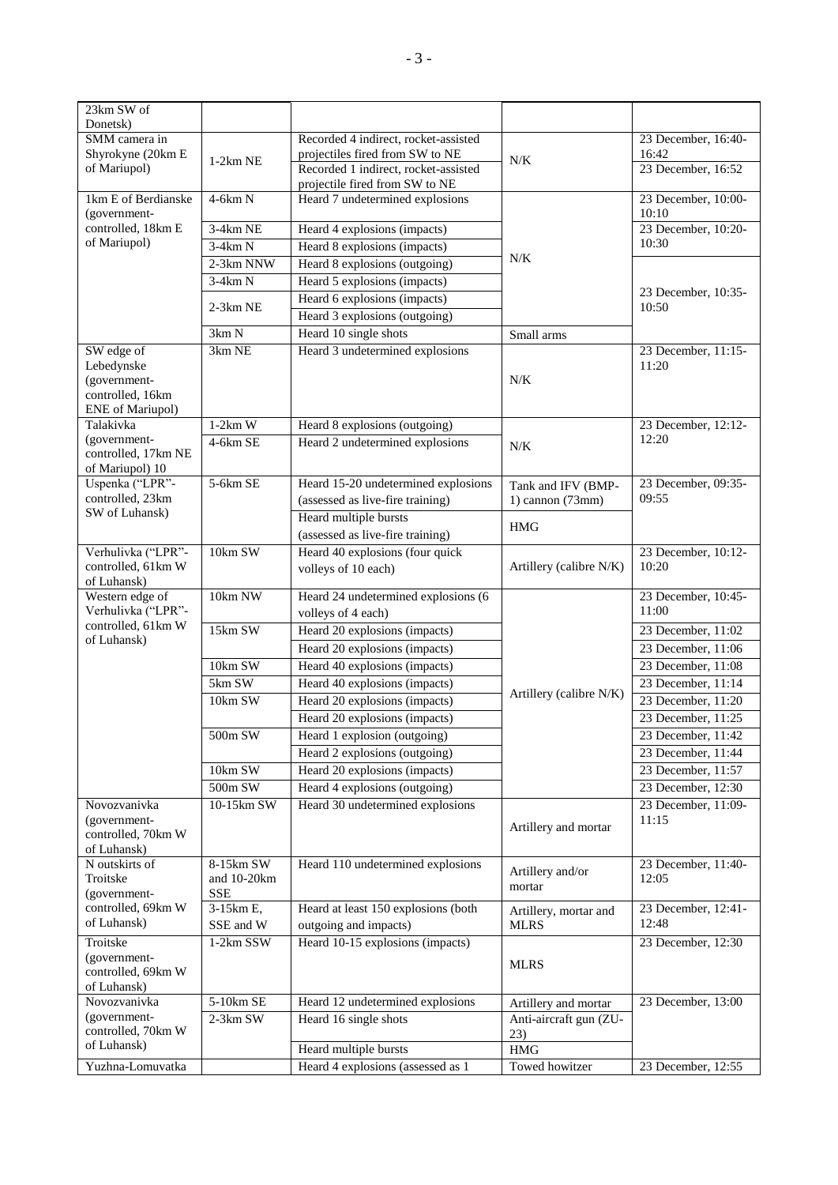| | | | | |
|---|---|---|---|---|
| 23km SW of Donetsk) | | | | |
| SMM camera in Shyrokyne (20km E of Mariupol) | 1-2km NE | Recorded 4 indirect, rocket-assisted projectiles fired from SW to NE | N/K | 23 December, 16:40-16:42 |
| | | Recorded 1 indirect, rocket-assisted projectile fired from SW to NE | | 23 December, 16:52 |
| 1km E of Berdianske (government-controlled, 18km E of Mariupol) | 4-6km N | Heard 7 undetermined explosions | N/K | 23 December, 10:00-10:10 |
| | 3-4km NE | Heard 4 explosions (impacts) | | 23 December, 10:20-10:30 |
| | 3-4km N | Heard 8 explosions (impacts) | | |
| | 2-3km NNW | Heard 8 explosions (outgoing) | | 23 December, 10:35-10:50 |
| | 3-4km N | Heard 5 explosions (impacts) | | |
| | 2-3km NE | Heard 6 explosions (impacts) | | |
| | | Heard 3 explosions (outgoing) | | |
| | 3km N | Heard 10 single shots | Small arms | |
| SW edge of Lebedynske (government-controlled, 16km ENE of Mariupol) | 3km NE | Heard 3 undetermined explosions | N/K | 23 December, 11:15-11:20 |
| Talakivka (government-controlled, 17km NE of Mariupol) 10 | 1-2km W | Heard 8 explosions (outgoing) | N/K | 23 December, 12:12-12:20 |
| | 4-6km SE | Heard 2 undetermined explosions | | |
| Uspenka ("LPR"-controlled, 23km SW of Luhansk) | 5-6km SE | Heard 15-20 undetermined explosions (assessed as live-fire training) | Tank and IFV (BMP-1) cannon (73mm) | 23 December, 09:35-09:55 |
| | | Heard multiple bursts (assessed as live-fire training) | HMG | |
| Verhulivka ("LPR"-controlled, 61km W of Luhansk) | 10km SW | Heard 40 explosions (four quick volleys of 10 each) | Artillery (calibre N/K) | 23 December, 10:12-10:20 |
| Western edge of Verhulivka ("LPR"-controlled, 61km W of Luhansk) | 10km NW | Heard 24 undetermined explosions (6 volleys of 4 each) | Artillery (calibre N/K) | 23 December, 10:45-11:00 |
| | 15km SW | Heard 20 explosions (impacts) | | 23 December, 11:02 |
| | | Heard 20 explosions (impacts) | | 23 December, 11:06 |
| | 10km SW | Heard 40 explosions (impacts) | | 23 December, 11:08 |
| | 5km SW | Heard 40 explosions (impacts) | | 23 December, 11:14 |
| | 10km SW | Heard 20 explosions (impacts) | | 23 December, 11:20 |
| | | Heard 20 explosions (impacts) | | 23 December, 11:25 |
| | 500m SW | Heard 1 explosion (outgoing) | | 23 December, 11:42 |
| | | Heard 2 explosions (outgoing) | | 23 December, 11:44 |
| | 10km SW | Heard 20 explosions (impacts) | | 23 December, 11:57 |
| | 500m SW | Heard 4 explosions (outgoing) | | 23 December, 12:30 |
| Novozvanivka (government-controlled, 70km W of Luhansk) | 10-15km SW | Heard 30 undetermined explosions | Artillery and mortar | 23 December, 11:09-11:15 |
| N outskirts of Troitske (government-controlled, 69km W of Luhansk) | 8-15km SW and 10-20km SSE | Heard 110 undetermined explosions | Artillery and/or mortar | 23 December, 11:40-12:05 |
| | 3-15km E, SSE and W | Heard at least 150 explosions (both outgoing and impacts) | Artillery, mortar and MLRS | 23 December, 12:41-12:48 |
| Troitske (government-controlled, 69km W of Luhansk) | 1-2km SSW | Heard 10-15 explosions (impacts) | MLRS | 23 December, 12:30 |
| Novozvanivka (government-controlled, 70km W of Luhansk) | 5-10km SE | Heard 12 undetermined explosions | Artillery and mortar | 23 December, 13:00 |
| | 2-3km SW | Heard 16 single shots | Anti-aircraft gun (ZU-23) | |
| | | Heard multiple bursts | HMG | |
| Yuzhna-Lomuvatka | | Heard 4 explosions (assessed as 1 | Towed howitzer | 23 December, 12:55 |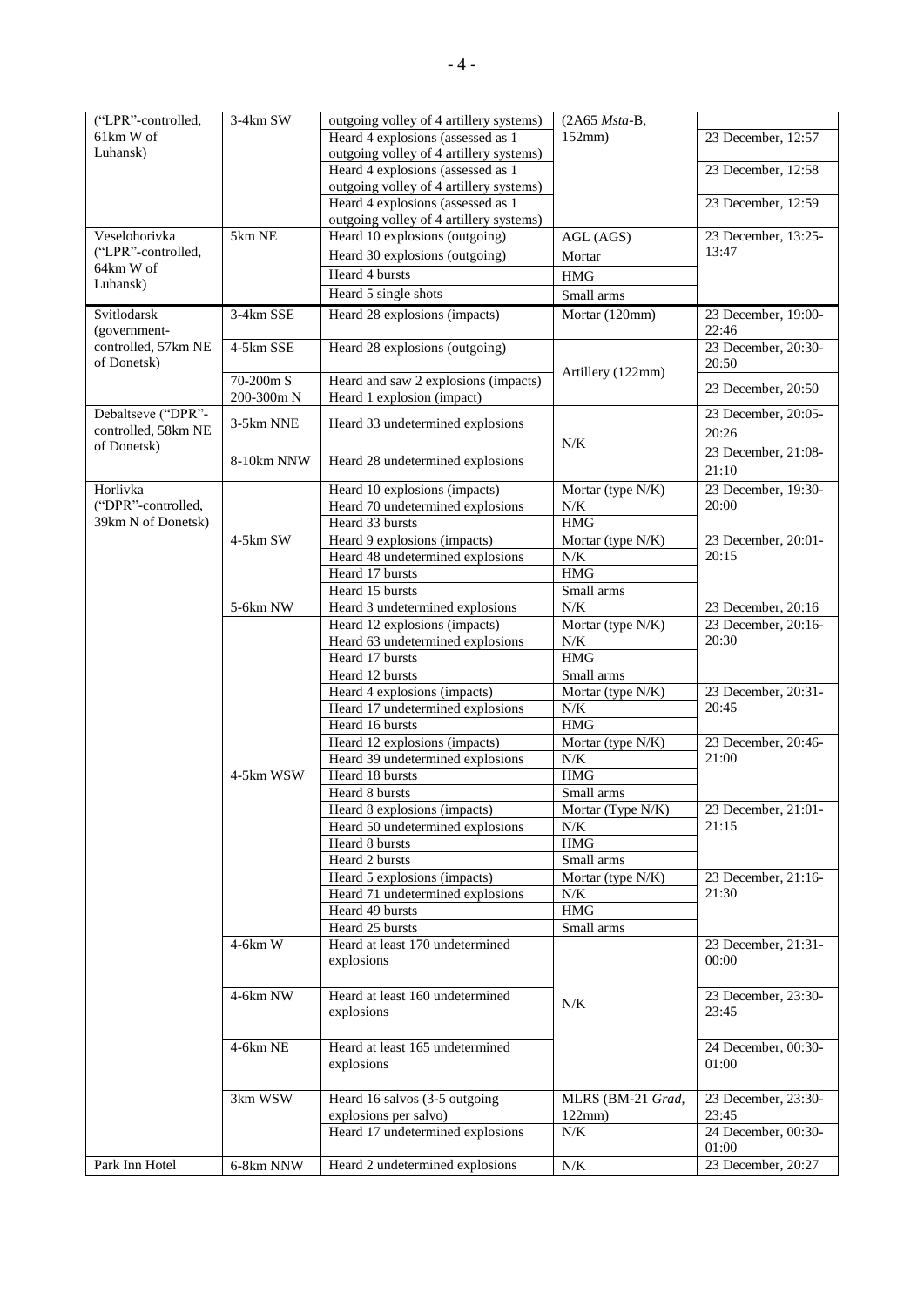| ("LPR"-controlled, 61km W of Luhansk) | 3-4km SW | outgoing volley of 4 artillery systems) | (2A65 *Msta*-B, 152mm) | |
|---|---|---|---|---|
| | | Heard 4 explosions (assessed as 1 outgoing volley of 4 artillery systems) | | 23 December, 12:57 |
| | | Heard 4 explosions (assessed as 1 outgoing volley of 4 artillery systems) | | 23 December, 12:58 |
| | | Heard 4 explosions (assessed as 1 outgoing volley of 4 artillery systems) | | 23 December, 12:59 |
| Veselohorivka ("LPR"-controlled, 64km W of Luhansk) | 5km NE | Heard 10 explosions (outgoing) | AGL (AGS) | 23 December, 13:25-13:47 |
| | | Heard 30 explosions (outgoing) | Mortar | |
| | | Heard 4 bursts | HMG | |
| | | Heard 5 single shots | Small arms | |
| Svitlodarsk (government-controlled, 57km NE of Donetsk) | 3-4km SSE | Heard 28 explosions (impacts) | Mortar (120mm) | 23 December, 19:00-22:46 |
| | 4-5km SSE | Heard 28 explosions (outgoing) | Artillery (122mm) | 23 December, 20:30-20:50 |
| | 70-200m S | Heard and saw 2 explosions (impacts) | | 23 December, 20:50 |
| | 200-300m N | Heard 1 explosion (impact) | | |
| Debaltseve ("DPR"-controlled, 58km NE of Donetsk) | 3-5km NNE | Heard 33 undetermined explosions | N/K | 23 December, 20:05-20:26 |
| | 8-10km NNW | Heard 28 undetermined explosions | | 23 December, 21:08-21:10 |
| Horlivka ("DPR"-controlled, 39km N of Donetsk) | 4-5km SW | Heard 10 explosions (impacts) | Mortar (type N/K) | 23 December, 19:30-20:00 |
| | | Heard 70 undetermined explosions | N/K | |
| | | Heard 33 bursts | HMG | |
| | | Heard 9 explosions (impacts) | Mortar (type N/K) | 23 December, 20:01-20:15 |
| | | Heard 48 undetermined explosions | N/K | |
| | | Heard 17 bursts | HMG | |
| | | Heard 15 bursts | Small arms | |
| | 5-6km NW | Heard 3 undetermined explosions | N/K | 23 December, 20:16 |
| | 4-5km WSW | Heard 12 explosions (impacts) | Mortar (type N/K) | 23 December, 20:16-20:30 |
| | | Heard 63 undetermined explosions | N/K | |
| | | Heard 17 bursts | HMG | |
| | | Heard 12 bursts | Small arms | |
| | | Heard 4 explosions (impacts) | Mortar (type N/K) | 23 December, 20:31-20:45 |
| | | Heard 17 undetermined explosions | N/K | |
| | | Heard 16 bursts | HMG | |
| | | Heard 12 explosions (impacts) | Mortar (type N/K) | 23 December, 20:46-21:00 |
| | | Heard 39 undetermined explosions | N/K | |
| | | Heard 18 bursts | HMG | |
| | | Heard 8 bursts | Small arms | |
| | | Heard 8 explosions (impacts) | Mortar (Type N/K) | 23 December, 21:01-21:15 |
| | | Heard 50 undetermined explosions | N/K | |
| | | Heard 8 bursts | HMG | |
| | | Heard 2 bursts | Small arms | |
| | | Heard 5 explosions (impacts) | Mortar (type N/K) | 23 December, 21:16-21:30 |
| | | Heard 71 undetermined explosions | N/K | |
| | | Heard 49 bursts | HMG | |
| | | Heard 25 bursts | Small arms | |
| | 4-6km W | Heard at least 170 undetermined explosions | N/K | 23 December, 21:31-00:00 |
| | 4-6km NW | Heard at least 160 undetermined explosions | | 23 December, 23:30-23:45 |
| | 4-6km NE | Heard at least 165 undetermined explosions | | 24 December, 00:30-01:00 |
| | 3km WSW | Heard 16 salvos (3-5 outgoing explosions per salvo) | MLRS (BM-21 *Grad*, 122mm) | 23 December, 23:30-23:45 |
| | | Heard 17 undetermined explosions | N/K | 24 December, 00:30-01:00 |
| Park Inn Hotel | 6-8km NNW | Heard 2 undetermined explosions | N/K | 23 December, 20:27 |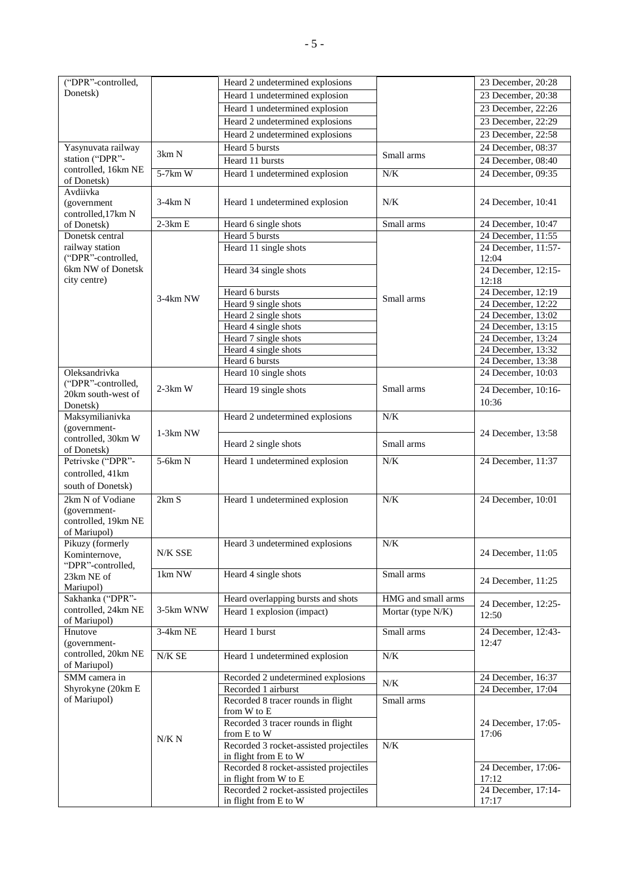| | | | | |
|---|---|---|---|---|
| ("DPR"-controlled, Donetsk) | | Heard 2 undetermined explosions | | 23 December, 20:28 |
| | | Heard 1 undetermined explosion | | 23 December, 20:38 |
| | | Heard 1 undetermined explosion | | 23 December, 22:26 |
| | | Heard 2 undetermined explosions | | 23 December, 22:29 |
| | | Heard 2 undetermined explosions | | 23 December, 22:58 |
| Yasynuvata railway station ("DPR"-controlled, 16km NE of Donetsk) | 3km N | Heard 5 bursts | Small arms | 24 December, 08:37 |
| | | Heard 11 bursts | | 24 December, 08:40 |
| | 5-7km W | Heard 1 undetermined explosion | N/K | 24 December, 09:35 |
| Avdiivka (government controlled,17km N of Donetsk) | 3-4km N | Heard 1 undetermined explosion | N/K | 24 December, 10:41 |
| | 2-3km E | Heard 6 single shots | Small arms | 24 December, 10:47 |
| Donetsk central railway station ("DPR"-controlled, 6km NW of Donetsk city centre) | 3-4km NW | Heard 5 bursts | Small arms | 24 December, 11:55 |
| | | Heard 11 single shots | | 24 December, 11:57-12:04 |
| | | Heard 34 single shots | | 24 December, 12:15-12:18 |
| | | Heard 6 bursts | | 24 December, 12:19 |
| | | Heard 9 single shots | | 24 December, 12:22 |
| | | Heard 2 single shots | | 24 December, 13:02 |
| | | Heard 4 single shots | | 24 December, 13:15 |
| | | Heard 7 single shots | | 24 December, 13:24 |
| | | Heard 4 single shots | | 24 December, 13:32 |
| | | Heard 6 bursts | | 24 December, 13:38 |
| Oleksandrivka ("DPR"-controlled, 20km south-west of Donetsk) | 2-3km W | Heard 10 single shots | Small arms | 24 December, 10:03 |
| | | Heard 19 single shots | | 24 December, 10:16-10:36 |
| Maksymilianivka (government-controlled, 30km W of Donetsk) | 1-3km NW | Heard 2 undetermined explosions | N/K | 24 December, 13:58 |
| | | Heard 2 single shots | Small arms | |
| Petrivske ("DPR"-controlled, 41km south of Donetsk) | 5-6km N | Heard 1 undetermined explosion | N/K | 24 December, 11:37 |
| 2km N of Vodiane (government-controlled, 19km NE of Mariupol) | 2km S | Heard 1 undetermined explosion | N/K | 24 December, 10:01 |
| Pikuzy (formerly Kominternove, "DPR"-controlled, 23km NE of Mariupol) | N/K SSE | Heard 3 undetermined explosions | N/K | 24 December, 11:05 |
| | 1km NW | Heard 4 single shots | Small arms | 24 December, 11:25 |
| Sakhanka ("DPR"-controlled, 24km NE of Mariupol) | 3-5km WNW | Heard overlapping bursts and shots | HMG and small arms | 24 December, 12:25-12:50 |
| | | Heard 1 explosion (impact) | Mortar (type N/K) | |
| Hnutove (government-controlled, 20km NE of Mariupol) | 3-4km NE | Heard 1 burst | Small arms | 24 December, 12:43-12:47 |
| | N/K SE | Heard 1 undetermined explosion | N/K | |
| SMM camera in Shyrokyne (20km E of Mariupol) | N/K N | Recorded 2 undetermined explosions | N/K | 24 December, 16:37 |
| | | Recorded 1 airburst | | 24 December, 17:04 |
| | | Recorded 8 tracer rounds in flight from W to E | Small arms | 24 December, 17:05-17:06 |
| | | Recorded 3 tracer rounds in flight from E to W | | |
| | | Recorded 3 rocket-assisted projectiles in flight from E to W | N/K | |
| | | Recorded 8 rocket-assisted projectiles in flight from W to E | | 24 December, 17:06-17:12 |
| | | Recorded 2 rocket-assisted projectiles in flight from E to W | | 24 December, 17:14-17:17 |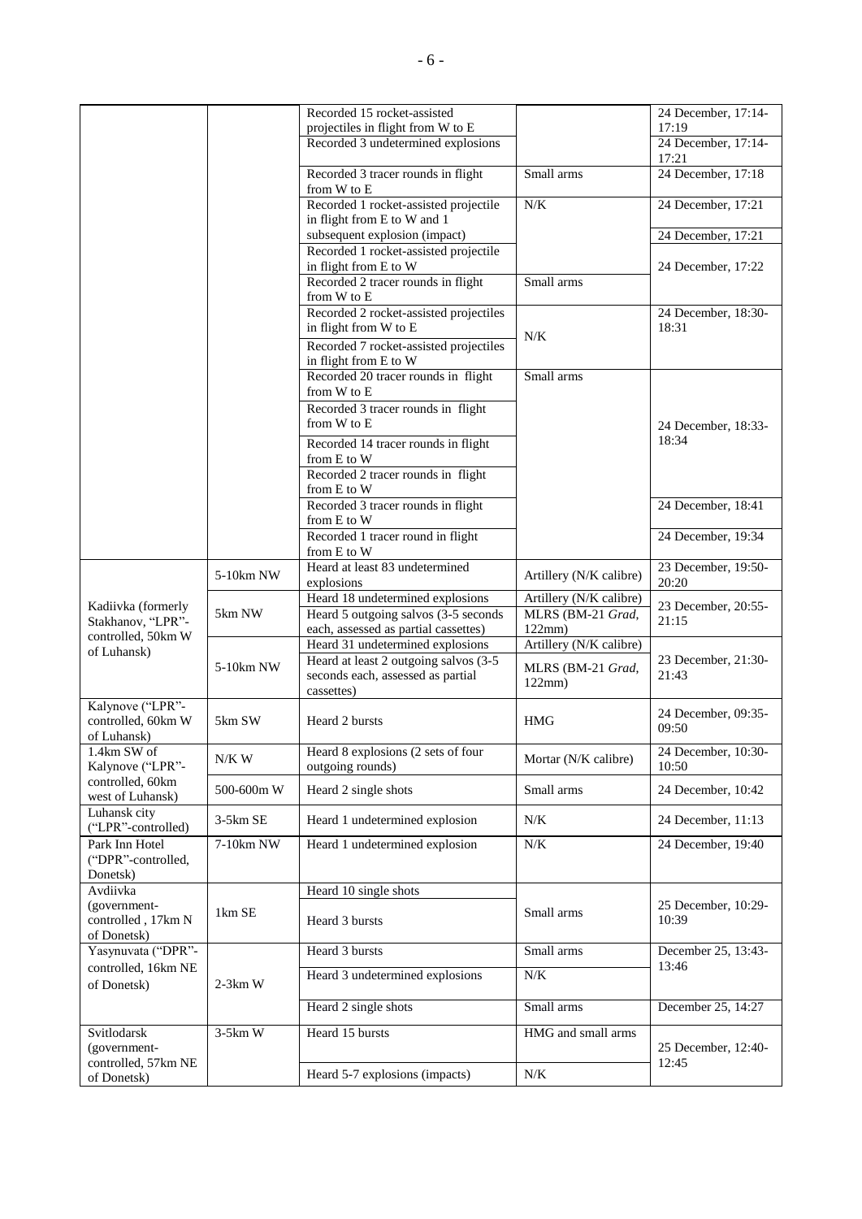| | | | | |
|---|---|---|---|---|
| | | Recorded 15 rocket-assisted projectiles in flight from W to E | | 24 December, 17:14-17:19 |
| | | Recorded 3 undetermined explosions | | 24 December, 17:14-17:21 |
| | | Recorded 3 tracer rounds in flight from W to E | Small arms | 24 December, 17:18 |
| | | Recorded 1 rocket-assisted projectile in flight from E to W and 1 subsequent explosion (impact) | N/K | 24 December, 17:21 |
| | | | | 24 December, 17:21 |
| | | Recorded 1 rocket-assisted projectile in flight from E to W | | 24 December, 17:22 |
| | | Recorded 2 tracer rounds in flight from W to E | Small arms | |
| | | Recorded 2 rocket-assisted projectiles in flight from W to E | N/K | 24 December, 18:30-18:31 |
| | | Recorded 7 rocket-assisted projectiles in flight from E to W | | |
| | | Recorded 20 tracer rounds in flight from W to E | Small arms | 24 December, 18:33-18:34 |
| | | Recorded 3 tracer rounds in flight from W to E | | |
| | | Recorded 14 tracer rounds in flight from E to W | | |
| | | Recorded 2 tracer rounds in flight from E to W | | |
| | | Recorded 3 tracer rounds in flight from E to W | | 24 December, 18:41 |
| | | Recorded 1 tracer round in flight from E to W | | 24 December, 19:34 |
| Kadiivka (formerly Stakhanov, "LPR"-controlled, 50km W of Luhansk) | 5-10km NW | Heard at least 83 undetermined explosions | Artillery (N/K calibre) | 23 December, 19:50-20:20 |
| | 5km NW | Heard 18 undetermined explosions | Artillery (N/K calibre) | 23 December, 20:55-21:15 |
| | | Heard 5 outgoing salvos (3-5 seconds each, assessed as partial cassettes) | MLRS (BM-21 *Grad*, 122mm) | |
| | 5-10km NW | Heard 31 undetermined explosions | Artillery (N/K calibre) | 23 December, 21:30-21:43 |
| | | Heard at least 2 outgoing salvos (3-5 seconds each, assessed as partial cassettes) | MLRS (BM-21 *Grad*, 122mm) | |
| Kalynove ("LPR"-controlled, 60km W of Luhansk) | 5km SW | Heard 2 bursts | HMG | 24 December, 09:35-09:50 |
| 1.4km SW of Kalynove ("LPR"-controlled, 60km west of Luhansk) | N/K W | Heard 8 explosions (2 sets of four outgoing rounds) | Mortar (N/K calibre) | 24 December, 10:30-10:50 |
| | 500-600m W | Heard 2 single shots | Small arms | 24 December, 10:42 |
| Luhansk city ("LPR"-controlled) | 3-5km SE | Heard 1 undetermined explosion | N/K | 24 December, 11:13 |
| Park Inn Hotel ("DPR"-controlled, Donetsk) | 7-10km NW | Heard 1 undetermined explosion | N/K | 24 December, 19:40 |
| Avdiivka (government-controlled , 17km N of Donetsk) | 1km SE | Heard 10 single shots | Small arms | 25 December, 10:29-10:39 |
| | | Heard 3 bursts | | |
| Yasynuvata ("DPR"-controlled, 16km NE of Donetsk) | 2-3km W | Heard 3 bursts | Small arms | December 25, 13:43-13:46 |
| | | Heard 3 undetermined explosions | N/K | |
| | | Heard 2 single shots | Small arms | December 25, 14:27 |
| Svitlodarsk (government-controlled, 57km NE of Donetsk) | 3-5km W | Heard 15 bursts | HMG and small arms | 25 December, 12:40-12:45 |
| | | Heard 5-7 explosions (impacts) | N/K | |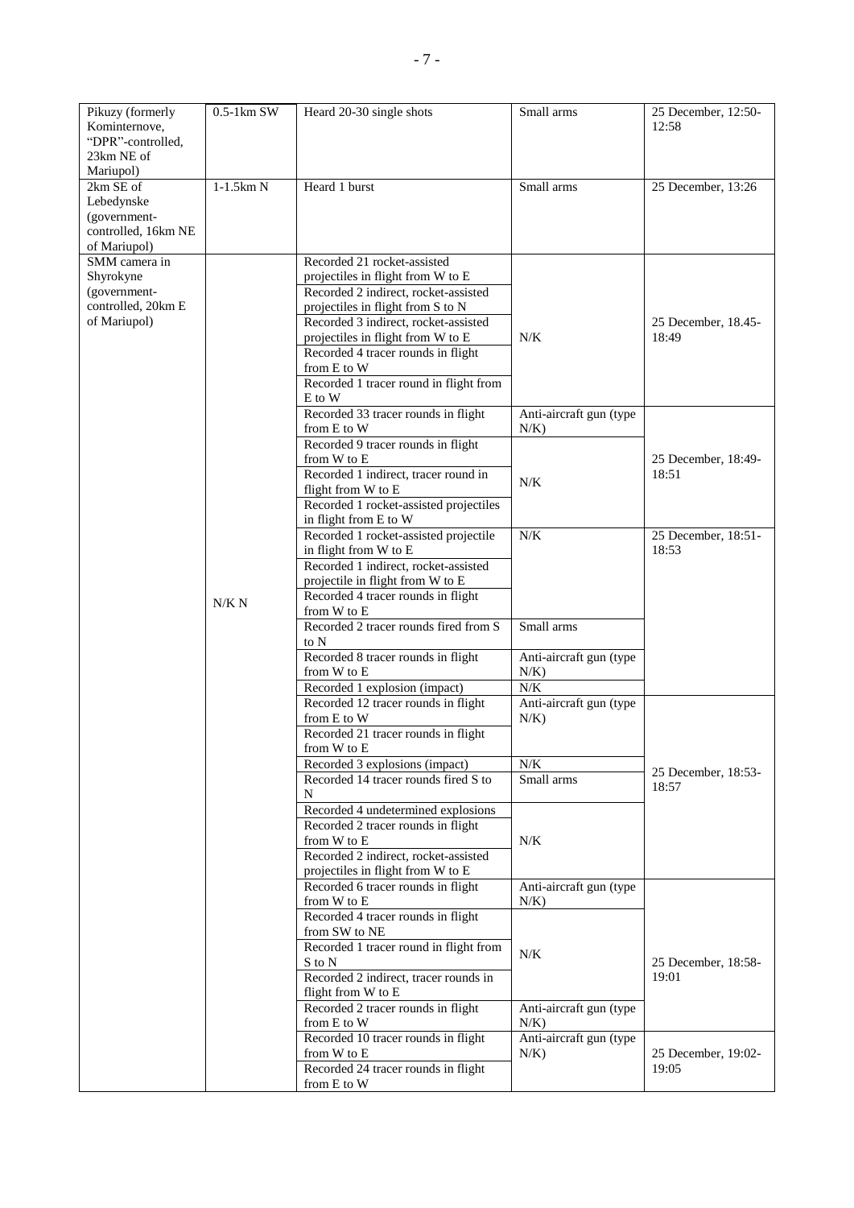| | | | | |
|---|---|---|---|---|
| Pikuzy (formerly Kominternove, "DPR"-controlled, 23km NE of Mariupol) | 0.5-1km SW | Heard 20-30 single shots | Small arms | 25 December, 12:50-12:58 |
| 2km SE of Lebedynske (government-controlled, 16km NE of Mariupol) | 1-1.5km N | Heard 1 burst | Small arms | 25 December, 13:26 |
| SMM camera in Shyrokyne (government-controlled, 20km E of Mariupol) | N/K N | Recorded 21 rocket-assisted projectiles in flight from W to E | N/K | 25 December, 18.45-18:49 |
| | | Recorded 2 indirect, rocket-assisted projectiles in flight from S to N | | |
| | | Recorded 3 indirect, rocket-assisted projectiles in flight from W to E | | |
| | | Recorded 4 tracer rounds in flight from E to W | | |
| | | Recorded 1 tracer round in flight from E to W | | |
| | | Recorded 33 tracer rounds in flight from E to W | Anti-aircraft gun (type N/K) | 25 December, 18:49-18:51 |
| | | Recorded 9 tracer rounds in flight from W to E | N/K | |
| | | Recorded 1 indirect, tracer round in flight from W to E | | |
| | | Recorded 1 rocket-assisted projectiles in flight from E to W | | |
| | | Recorded 1 rocket-assisted projectile in flight from W to E | N/K | 25 December, 18:51-18:53 |
| | | Recorded 1 indirect, rocket-assisted projectile in flight from W to E | | |
| | | Recorded 4 tracer rounds in flight from W to E | | |
| | | Recorded 2 tracer rounds fired from S to N | Small arms | |
| | | Recorded 8 tracer rounds in flight from W to E | Anti-aircraft gun (type N/K) | |
| | | Recorded 1 explosion (impact) | N/K | |
| | | Recorded 12 tracer rounds in flight from E to W | Anti-aircraft gun (type N/K) | 25 December, 18:53-18:57 |
| | | Recorded 21 tracer rounds in flight from W to E | | |
| | | Recorded 3 explosions (impact) | N/K | |
| | | Recorded 14 tracer rounds fired S to N | Small arms | |
| | | Recorded 4 undetermined explosions | N/K | |
| | | Recorded 2 tracer rounds in flight from W to E | | |
| | | Recorded 2 indirect, rocket-assisted projectiles in flight from W to E | | |
| | | Recorded 6 tracer rounds in flight from W to E | Anti-aircraft gun (type N/K) | 25 December, 18:58-19:01 |
| | | Recorded 4 tracer rounds in flight from SW to NE | N/K | |
| | | Recorded 1 tracer round in flight from S to N | | |
| | | Recorded 2 indirect, tracer rounds in flight from W to E | | |
| | | Recorded 2 tracer rounds in flight from E to W | Anti-aircraft gun (type N/K) | |
| | | Recorded 10 tracer rounds in flight from W to E | Anti-aircraft gun (type N/K) | 25 December, 19:02-19:05 |
| | | Recorded 24 tracer rounds in flight from E to W | | |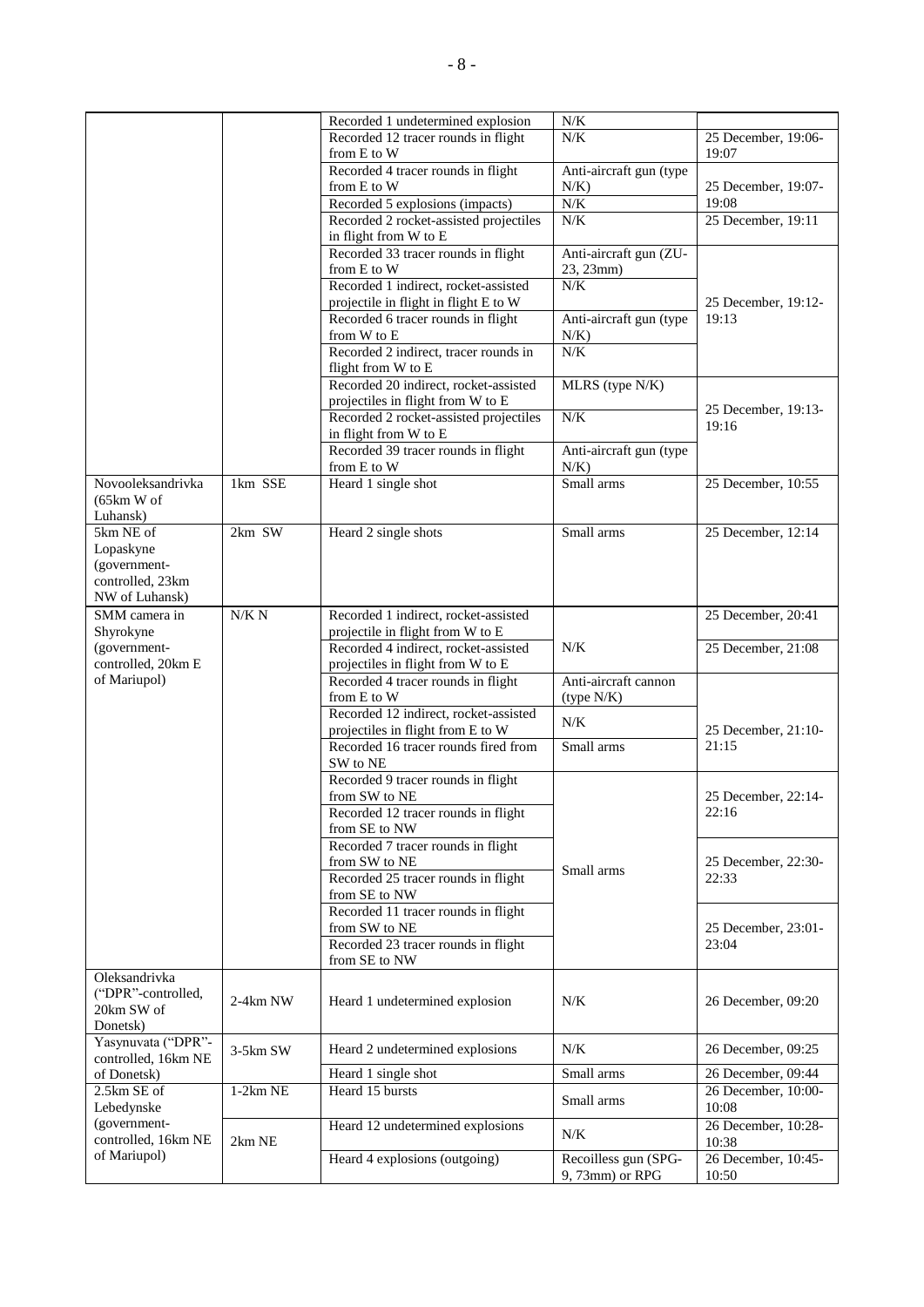| | | Recorded 1 undetermined explosion | N/K | |
|---|---|---|---|---|
| | | Recorded 12 tracer rounds in flight from E to W | N/K | 25 December, 19:06-19:07 |
| | | Recorded 4 tracer rounds in flight from E to W | Anti-aircraft gun (type N/K) | 25 December, 19:07-19:08 |
| | | Recorded 5 explosions (impacts) | N/K | |
| | | Recorded 2 rocket-assisted projectiles in flight from W to E | N/K | 25 December, 19:11 |
| | | Recorded 33 tracer rounds in flight from E to W | Anti-aircraft gun (ZU-23, 23mm) | 25 December, 19:12-19:13 |
| | | Recorded 1 indirect, rocket-assisted projectile in flight in flight E to W | N/K | |
| | | Recorded 6 tracer rounds in flight from W to E | Anti-aircraft gun (type N/K) | |
| | | Recorded 2 indirect, tracer rounds in flight from W to E | N/K | |
| | | Recorded 20 indirect, rocket-assisted projectiles in flight from W to E | MLRS (type N/K) | 25 December, 19:13-19:16 |
| | | Recorded 2 rocket-assisted projectiles in flight from W to E | N/K | |
| | | Recorded 39 tracer rounds in flight from E to W | Anti-aircraft gun (type N/K) | |
| Novooleksandrivka (65km W of Luhansk) | 1km SSE | Heard 1 single shot | Small arms | 25 December, 10:55 |
| 5km NE of Lopaskyne (government-controlled, 23km NW of Luhansk) | 2km SW | Heard 2 single shots | Small arms | 25 December, 12:14 |
| SMM camera in Shyrokyne (government-controlled, 20km E of Mariupol) | N/K N | Recorded 1 indirect, rocket-assisted projectile in flight from W to E | N/K | 25 December, 20:41 |
| | | Recorded 4 indirect, rocket-assisted projectiles in flight from W to E | | 25 December, 21:08 |
| | | Recorded 4 tracer rounds in flight from E to W | Anti-aircraft cannon (type N/K) | 25 December, 21:10-21:15 |
| | | Recorded 12 indirect, rocket-assisted projectiles in flight from E to W | N/K | |
| | | Recorded 16 tracer rounds fired from SW to NE | Small arms | |
| | | Recorded 9 tracer rounds in flight from SW to NE | Small arms | 25 December, 22:14-22:16 |
| | | Recorded 12 tracer rounds in flight from SE to NW | | |
| | | Recorded 7 tracer rounds in flight from SW to NE | | 25 December, 22:30-22:33 |
| | | Recorded 25 tracer rounds in flight from SE to NW | | |
| | | Recorded 11 tracer rounds in flight from SW to NE | | 25 December, 23:01-23:04 |
| | | Recorded 23 tracer rounds in flight from SE to NW | | |
| Oleksandrivka ("DPR"-controlled, 20km SW of Donetsk) | 2-4km NW | Heard 1 undetermined explosion | N/K | 26 December, 09:20 |
| Yasynuvata ("DPR"-controlled, 16km NE of Donetsk) | 3-5km SW | Heard 2 undetermined explosions | N/K | 26 December, 09:25 |
| | | Heard 1 single shot | Small arms | 26 December, 09:44 |
| 2.5km SE of Lebedynske (government-controlled, 16km NE of Mariupol) | 1-2km NE | Heard 15 bursts | Small arms | 26 December, 10:00-10:08 |
| | 2km NE | Heard 12 undetermined explosions | N/K | 26 December, 10:28-10:38 |
| | | Heard 4 explosions (outgoing) | Recoilless gun (SPG-9, 73mm) or RPG | 26 December, 10:45-10:50 |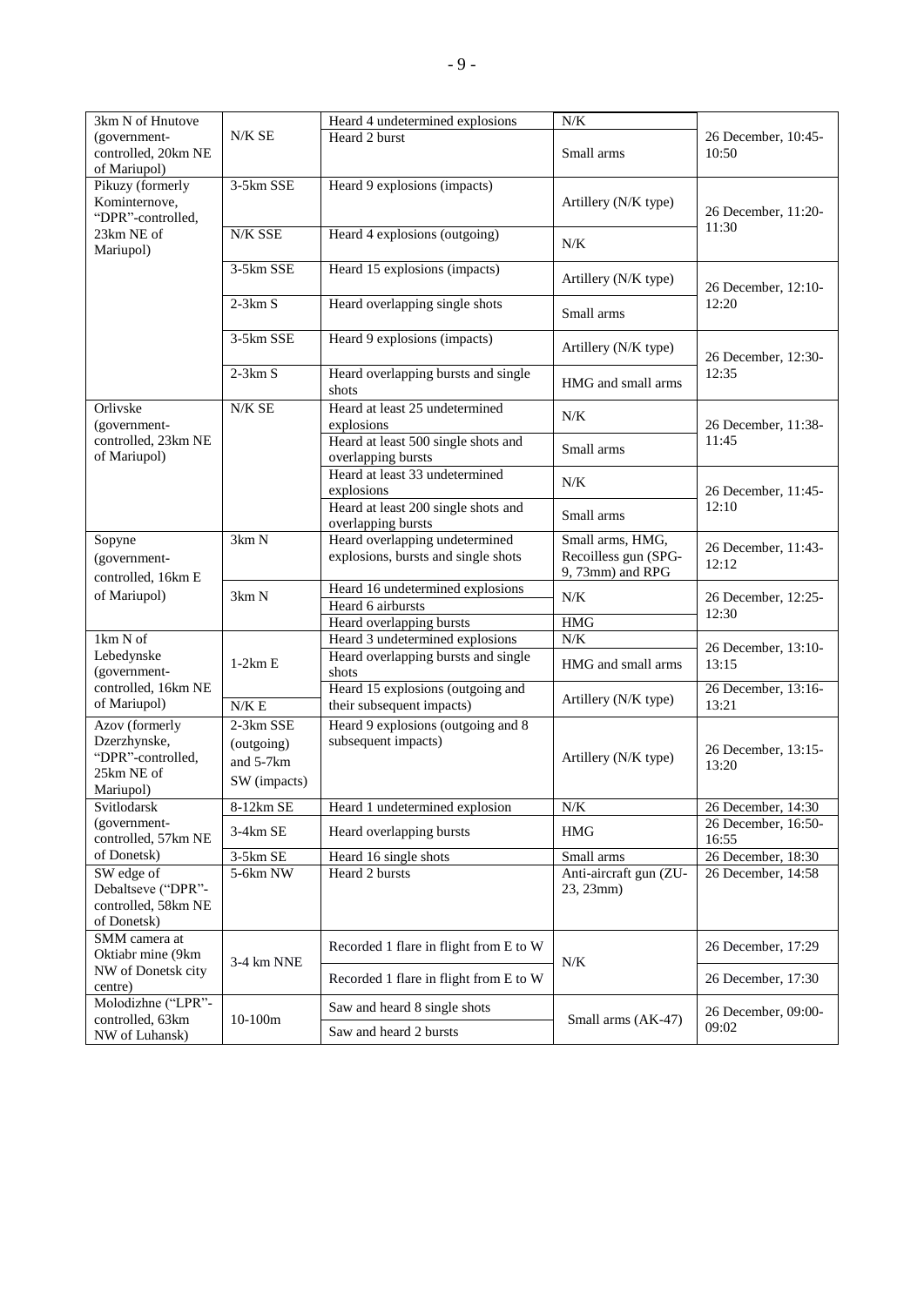| | | | | |
|---|---|---|---|---|
| 3km N of Hnutove (government-controlled, 20km NE of Mariupol) | N/K SE | Heard 4 undetermined explosions | N/K | 26 December, 10:45-10:50 |
| | | Heard 2 burst | Small arms | |
| Pikuzy (formerly Kominternove, "DPR"-controlled, 23km NE of Mariupol) | 3-5km SSE | Heard 9 explosions (impacts) | Artillery (N/K type) | 26 December, 11:20-11:30 |
| | N/K SSE | Heard 4 explosions (outgoing) | N/K | |
| | 3-5km SSE | Heard 15 explosions (impacts) | Artillery (N/K type) | 26 December, 12:10-12:20 |
| | 2-3km S | Heard overlapping single shots | Small arms | |
| | 3-5km SSE | Heard 9 explosions (impacts) | Artillery (N/K type) | 26 December, 12:30-12:35 |
| | 2-3km S | Heard overlapping bursts and single shots | HMG and small arms | |
| Orlivske (government-controlled, 23km NE of Mariupol) | N/K SE | Heard at least 25 undetermined explosions | N/K | 26 December, 11:38-11:45 |
| | | Heard at least 500 single shots and overlapping bursts | Small arms | |
| | | Heard at least 33 undetermined explosions | N/K | 26 December, 11:45-12:10 |
| | | Heard at least 200 single shots and overlapping bursts | Small arms | |
| Sopyne (government-controlled, 16km E of Mariupol) | 3km N | Heard overlapping undetermined explosions, bursts and single shots | Small arms, HMG, Recoilless gun (SPG-9, 73mm) and RPG | 26 December, 11:43-12:12 |
| | 3km N | Heard 16 undetermined explosions | N/K | 26 December, 12:25-12:30 |
| | | Heard 6 airbursts | | |
| | | Heard overlapping bursts | HMG | |
| 1km N of Lebedynske (government-controlled, 16km NE of Mariupol) | 1-2km E | Heard 3 undetermined explosions | N/K | 26 December, 13:10-13:15 |
| | | Heard overlapping bursts and single shots | HMG and small arms | |
| | N/K E | Heard 15 explosions (outgoing and their subsequent impacts) | Artillery (N/K type) | 26 December, 13:16-13:21 |
| Azov (formerly Dzerzhynske, "DPR"-controlled, 25km NE of Mariupol) | 2-3km SSE (outgoing) and 5-7km SW (impacts) | Heard 9 explosions (outgoing and 8 subsequent impacts) | Artillery (N/K type) | 26 December, 13:15-13:20 |
| Svitlodarsk (government-controlled, 57km NE of Donetsk) | 8-12km SE | Heard 1 undetermined explosion | N/K | 26 December, 14:30 |
| | 3-4km SE | Heard overlapping bursts | HMG | 26 December, 16:50-16:55 |
| | 3-5km SE | Heard 16 single shots | Small arms | 26 December, 18:30 |
| SW edge of Debaltseve ("DPR"-controlled, 58km NE of Donetsk) | 5-6km NW | Heard 2 bursts | Anti-aircraft gun (ZU-23, 23mm) | 26 December, 14:58 |
| SMM camera at Oktiabr mine (9km NW of Donetsk city centre) | 3-4 km NNE | Recorded 1 flare in flight from E to W | N/K | 26 December, 17:29 |
| | | Recorded 1 flare in flight from E to W | | 26 December, 17:30 |
| Molodizhne ("LPR"-controlled, 63km NW of Luhansk) | 10-100m | Saw and heard 8 single shots | Small arms (AK-47) | 26 December, 09:00-09:02 |
| | | Saw and heard 2 bursts | | |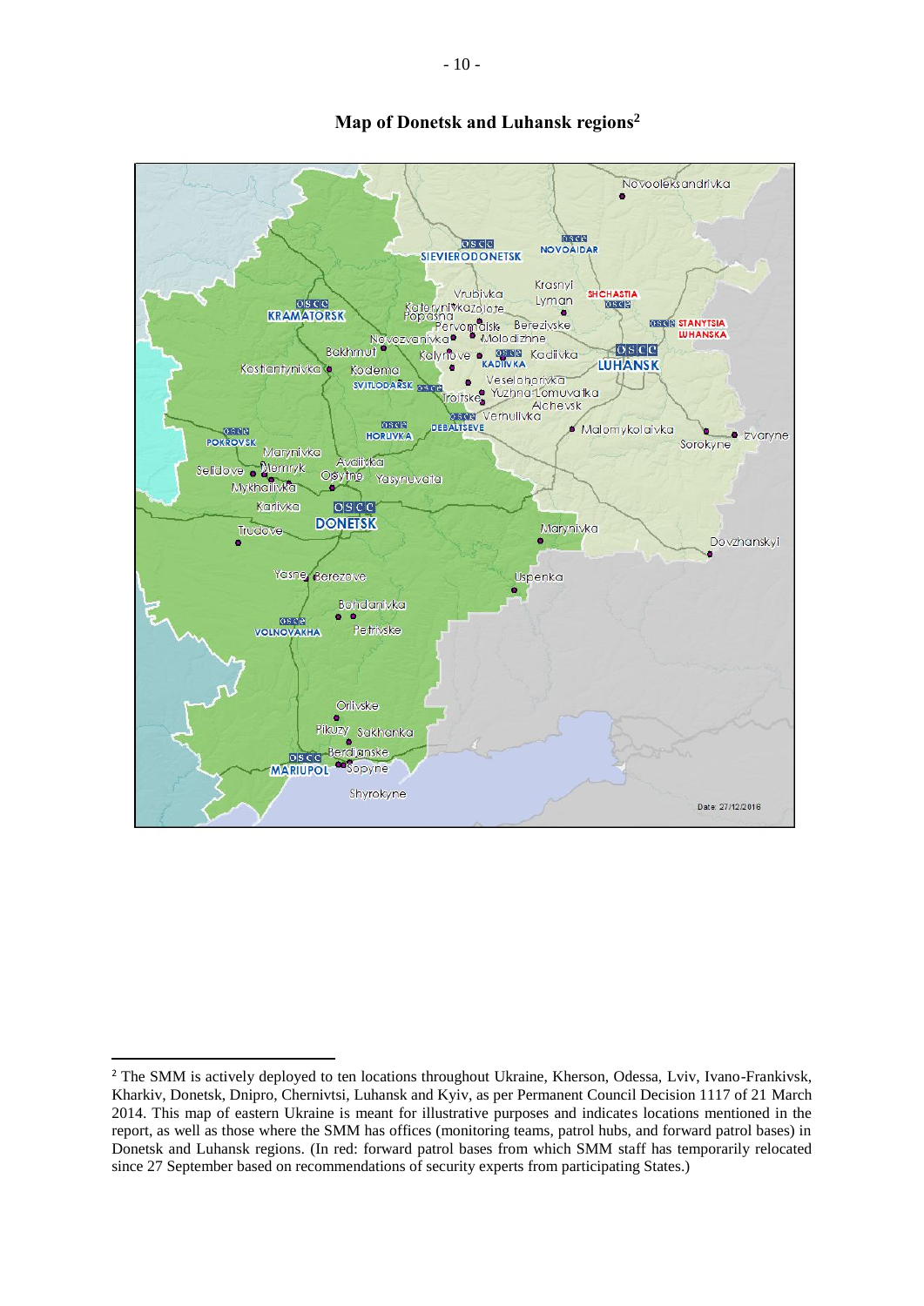## Map of Donetsk and Luhansk regions[2]

Novooleksandrivka
SIEVIERODONETSK
NOVOAIDAR
Krasnyi Lyman
SHCHASTIA
Vrubivka
Komyshuvakha
KRAMATORSK
Popasna
Zolote
Pervomaisk
Berezivske
STANYTSIA LUHANSKA
Novozvanivka
Molodizhne
Bakhmut
Kalynove
KADIIVKA
Kadiivka
LUHANSK
Kostiantynivka
Kodema
SVITLODARSK
Veselohorivka
Troitske
Yuzhna-Lomuvatka
Alchevsk
Vernulivka
POKROVSK
HORLIVKA
DEBALTSEVE
Malomykolaivka
Izvaryne
Sorokyne
Marynivka
Selidove
Memryk
Avdiivka
Mykhailivka
Opytne
Yasynuvata
Karlivka
DONETSK
Trudove
Marynivka
Dovzhanskyi
Yasne
Berezove
Uspenka
Bohdanivka
VOLNOVAKHA
Petrivske
Orlivske
Pikuzy
Sakhanka
Berdianske
MARIUPOL
Sopyne
Shyrokyne
Date: 27/12/2016

---

[2] The SMM is actively deployed to ten locations throughout Ukraine, Kherson, Odessa, Lviv, Ivano-Frankivsk, Kharkiv, Donetsk, Dnipro, Chernivtsi, Luhansk and Kyiv, as per Permanent Council Decision 1117 of 21 March 2014. This map of eastern Ukraine is meant for illustrative purposes and indicates locations mentioned in the report, as well as those where the SMM has offices (monitoring teams, patrol hubs, and forward patrol bases) in Donetsk and Luhansk regions. (In red: forward patrol bases from which SMM staff has temporarily relocated since 27 September based on recommendations of security experts from participating States.)